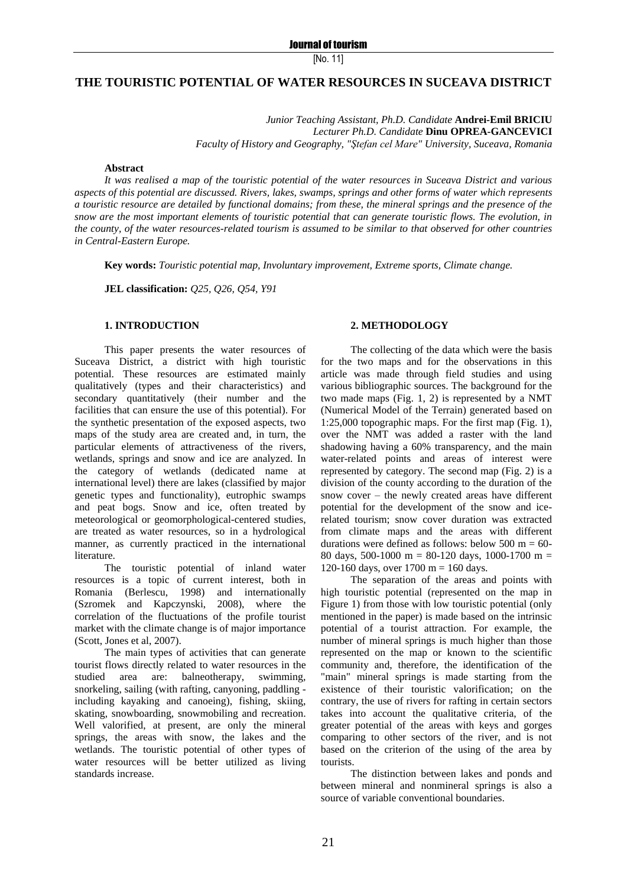# THE TOURISTIC POTENTIAL OF WATER RESOURCES IN SUCEAVA DISTRICT

*Junior Teaching Assistant, Ph.D. Candidate* **Andrei-Emil BRICIU**
*Lecturer Ph.D. Candidate* **Dinu OPREA-GANCEVICI**
*Faculty of History and Geography, "Ştefan cel Mare" University, Suceava, Romania*

**Abstract**

*It was realised a map of the touristic potential of the water resources in Suceava District and various aspects of this potential are discussed. Rivers, lakes, swamps, springs and other forms of water which represents a touristic resource are detailed by functional domains; from these, the mineral springs and the presence of the snow are the most important elements of touristic potential that can generate touristic flows. The evolution, in the county, of the water resources-related tourism is assumed to be similar to that observed for other countries in Central-Eastern Europe.*

**Key words:** *Touristic potential map, Involuntary improvement, Extreme sports, Climate change.*

**JEL classification:** *Q25, Q26, Q54, Y91*

## 1. INTRODUCTION

This paper presents the water resources of Suceava District, a district with high touristic potential. These resources are estimated mainly qualitatively (types and their characteristics) and secondary quantitatively (their number and the facilities that can ensure the use of this potential). For the synthetic presentation of the exposed aspects, two maps of the study area are created and, in turn, the particular elements of attractiveness of the rivers, wetlands, springs and snow and ice are analyzed. In the category of wetlands (dedicated name at international level) there are lakes (classified by major genetic types and functionality), eutrophic swamps and peat bogs. Snow and ice, often treated by meteorological or geomorphological-centered studies, are treated as water resources, so in a hydrological manner, as currently practiced in the international literature.

The touristic potential of inland water resources is a topic of current interest, both in Romania (Berlescu, 1998) and internationally (Szromek and Kapczynski, 2008), where the correlation of the fluctuations of the profile tourist market with the climate change is of major importance (Scott, Jones et al, 2007).

The main types of activities that can generate tourist flows directly related to water resources in the studied area are: balneotherapy, swimming, snorkeling, sailing (with rafting, canyoning, paddling - including kayaking and canoeing), fishing, skiing, skating, snowboarding, snowmobiling and recreation. Well valorified, at present, are only the mineral springs, the areas with snow, the lakes and the wetlands. The touristic potential of other types of water resources will be better utilized as living standards increase.

## 2. METHODOLOGY

The collecting of the data which were the basis for the two maps and for the observations in this article was made through field studies and using various bibliographic sources. The background for the two made maps (Fig. 1, 2) is represented by a NMT (Numerical Model of the Terrain) generated based on 1:25,000 topographic maps. For the first map (Fig. 1), over the NMT was added a raster with the land shadowing having a 60% transparency, and the main water-related points and areas of interest were represented by category. The second map (Fig. 2) is a division of the county according to the duration of the snow cover – the newly created areas have different potential for the development of the snow and ice-related tourism; snow cover duration was extracted from climate maps and the areas with different durations were defined as follows: below 500 m = 60-80 days, 500-1000 m = 80-120 days, 1000-1700 m = 120-160 days, over 1700 m = 160 days.

The separation of the areas and points with high touristic potential (represented on the map in Figure 1) from those with low touristic potential (only mentioned in the paper) is made based on the intrinsic potential of a tourist attraction. For example, the number of mineral springs is much higher than those represented on the map or known to the scientific community and, therefore, the identification of the "main" mineral springs is made starting from the existence of their touristic valorification; on the contrary, the use of rivers for rafting in certain sectors takes into account the qualitative criteria, of the greater potential of the areas with keys and gorges comparing to other sectors of the river, and is not based on the criterion of the using of the area by tourists.

The distinction between lakes and ponds and between mineral and nonmineral springs is also a source of variable conventional boundaries.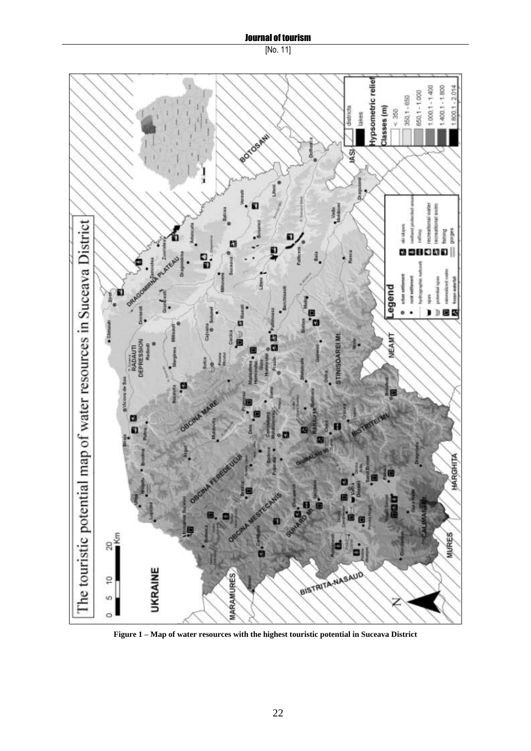**Figure 1 – Map of water resources with the highest touristic potential in Suceava District**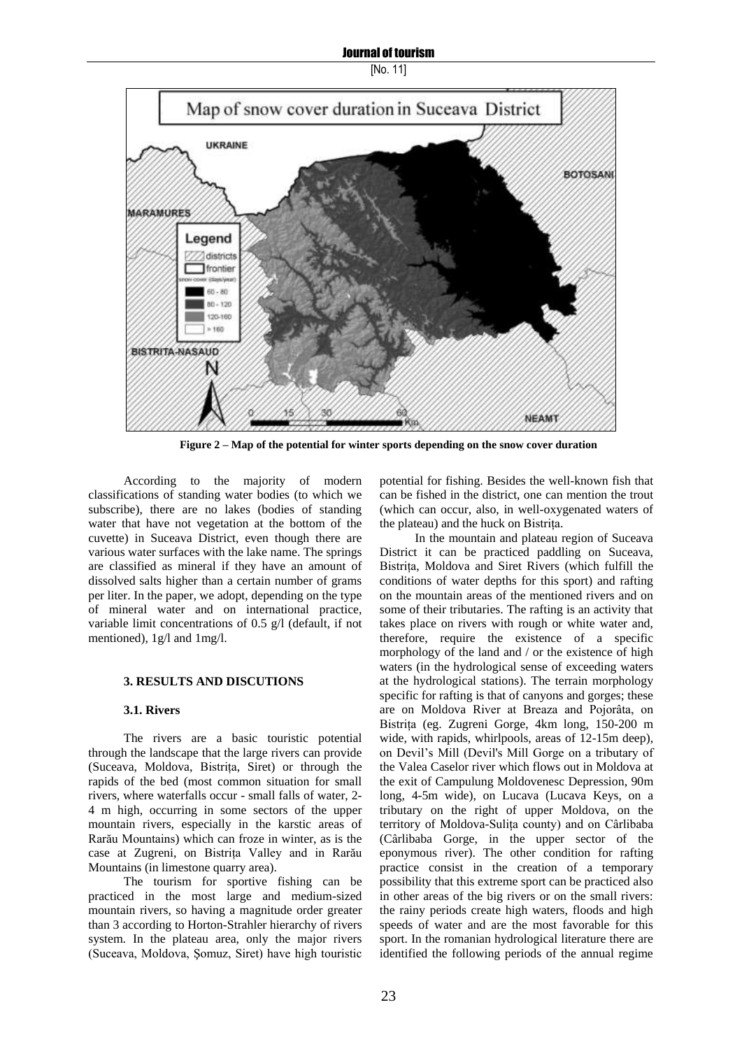Figure 2 – Map of the potential for winter sports depending on the snow cover duration

According to the majority of modern classifications of standing water bodies (to which we subscribe), there are no lakes (bodies of standing water that have not vegetation at the bottom of the cuvette) in Suceava District, even though there are various water surfaces with the lake name. The springs are classified as mineral if they have an amount of dissolved salts higher than a certain number of grams per liter. In the paper, we adopt, depending on the type of mineral water and on international practice, variable limit concentrations of 0.5 g/l (default, if not mentioned), 1g/l and 1mg/l.

### 3. RESULTS AND DISCUTIONS

#### 3.1. Rivers

The rivers are a basic touristic potential through the landscape that the large rivers can provide (Suceava, Moldova, Bistrița, Siret) or through the rapids of the bed (most common situation for small rivers, where waterfalls occur - small falls of water, 2-4 m high, occurring in some sectors of the upper mountain rivers, especially in the karstic areas of Rarău Mountains) which can froze in winter, as is the case at Zugreni, on Bistrița Valley and in Rarău Mountains (in limestone quarry area).

The tourism for sportive fishing can be practiced in the most large and medium-sized mountain rivers, so having a magnitude order greater than 3 according to Horton-Strahler hierarchy of rivers system. In the plateau area, only the major rivers (Suceava, Moldova, Șomuz, Siret) have high touristic potential for fishing. Besides the well-known fish that can be fished in the district, one can mention the trout (which can occur, also, in well-oxygenated waters of the plateau) and the huck on Bistrița.

In the mountain and plateau region of Suceava District it can be practiced paddling on Suceava, Bistrița, Moldova and Siret Rivers (which fulfill the conditions of water depths for this sport) and rafting on the mountain areas of the mentioned rivers and on some of their tributaries. The rafting is an activity that takes place on rivers with rough or white water and, therefore, require the existence of a specific morphology of the land and / or the existence of high waters (in the hydrological sense of exceeding waters at the hydrological stations). The terrain morphology specific for rafting is that of canyons and gorges; these are on Moldova River at Breaza and Pojorâta, on Bistrița (eg. Zugreni Gorge, 4km long, 150-200 m wide, with rapids, whirlpools, areas of 12-15m deep), on Devil's Mill (Devil's Mill Gorge on a tributary of the Valea Caselor river which flows out in Moldova at the exit of Campulung Moldovenesc Depression, 90m long, 4-5m wide), on Lucava (Lucava Keys, on a tributary on the right of upper Moldova, on the territory of Moldova-Sulița county) and on Cârlibaba (Cârlibaba Gorge, in the upper sector of the eponymous river). The other condition for rafting practice consist in the creation of a temporary possibility that this extreme sport can be practiced also in other areas of the big rivers or on the small rivers: the rainy periods create high waters, floods and high speeds of water and are the most favorable for this sport. In the romanian hydrological literature there are identified the following periods of the annual regime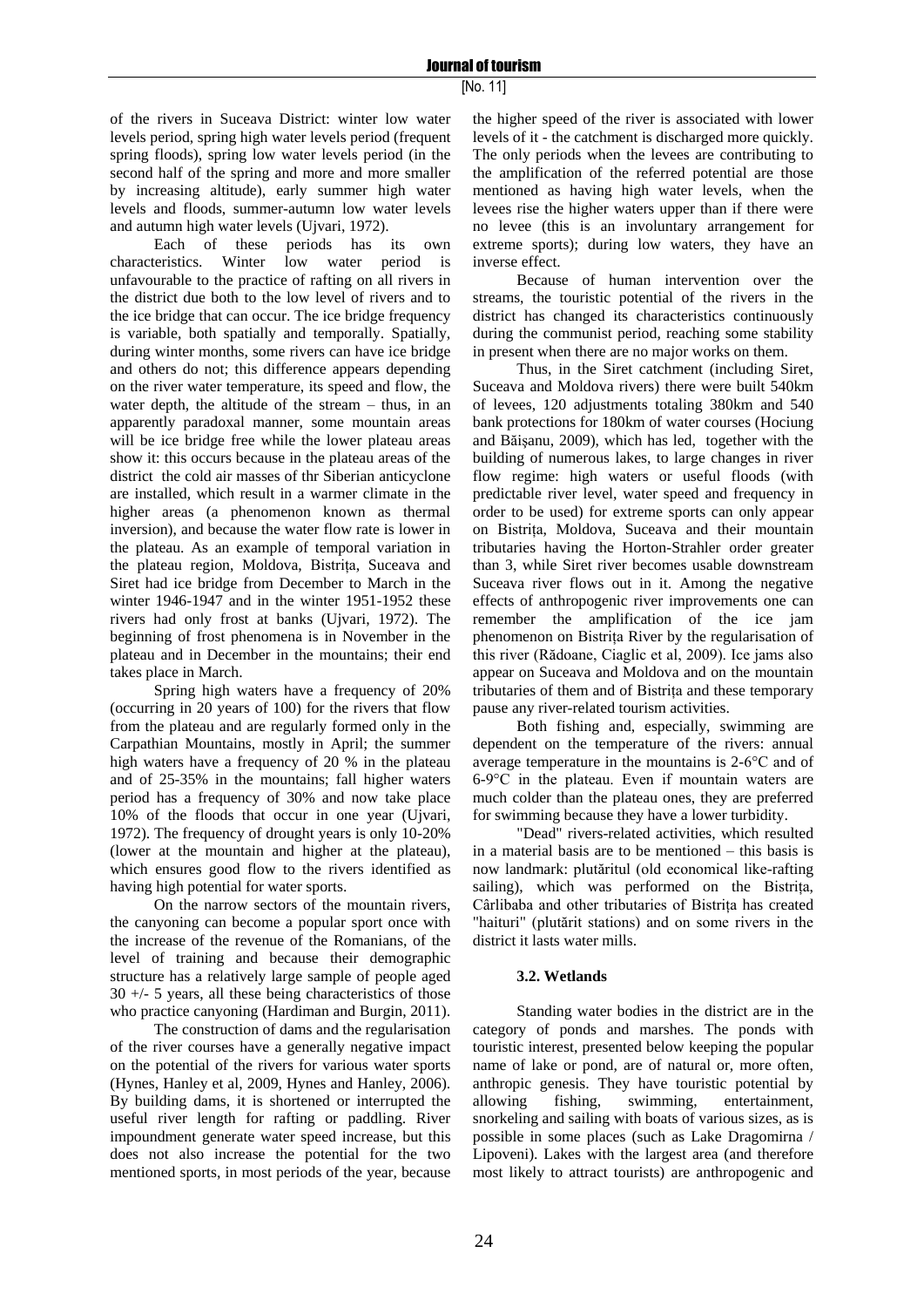of the rivers in Suceava District: winter low water levels period, spring high water levels period (frequent spring floods), spring low water levels period (in the second half of the spring and more and more smaller by increasing altitude), early summer high water levels and floods, summer-autumn low water levels and autumn high water levels (Ujvari, 1972).

Each of these periods has its own characteristics. Winter low water period is unfavourable to the practice of rafting on all rivers in the district due both to the low level of rivers and to the ice bridge that can occur. The ice bridge frequency is variable, both spatially and temporally. Spatially, during winter months, some rivers can have ice bridge and others do not; this difference appears depending on the river water temperature, its speed and flow, the water depth, the altitude of the stream – thus, in an apparently paradoxal manner, some mountain areas will be ice bridge free while the lower plateau areas show it: this occurs because in the plateau areas of the district the cold air masses of thr Siberian anticyclone are installed, which result in a warmer climate in the higher areas (a phenomenon known as thermal inversion), and because the water flow rate is lower in the plateau. As an example of temporal variation in the plateau region, Moldova, Bistrița, Suceava and Siret had ice bridge from December to March in the winter 1946-1947 and in the winter 1951-1952 these rivers had only frost at banks (Ujvari, 1972). The beginning of frost phenomena is in November in the plateau and in December in the mountains; their end takes place in March.

Spring high waters have a frequency of 20% (occurring in 20 years of 100) for the rivers that flow from the plateau and are regularly formed only in the Carpathian Mountains, mostly in April; the summer high waters have a frequency of 20 % in the plateau and of 25-35% in the mountains; fall higher waters period has a frequency of 30% and now take place 10% of the floods that occur in one year (Ujvari, 1972). The frequency of drought years is only 10-20% (lower at the mountain and higher at the plateau), which ensures good flow to the rivers identified as having high potential for water sports.

On the narrow sectors of the mountain rivers, the canyoning can become a popular sport once with the increase of the revenue of the Romanians, of the level of training and because their demographic structure has a relatively large sample of people aged 30 +/- 5 years, all these being characteristics of those who practice canyoning (Hardiman and Burgin, 2011).

The construction of dams and the regularisation of the river courses have a generally negative impact on the potential of the rivers for various water sports (Hynes, Hanley et al, 2009, Hynes and Hanley, 2006). By building dams, it is shortened or interrupted the useful river length for rafting or paddling. River impoundment generate water speed increase, but this does not also increase the potential for the two mentioned sports, in most periods of the year, because the higher speed of the river is associated with lower levels of it - the catchment is discharged more quickly. The only periods when the levees are contributing to the amplification of the referred potential are those mentioned as having high water levels, when the levees rise the higher waters upper than if there were no levee (this is an involuntary arrangement for extreme sports); during low waters, they have an inverse effect.

Because of human intervention over the streams, the touristic potential of the rivers in the district has changed its characteristics continuously during the communist period, reaching some stability in present when there are no major works on them.

Thus, in the Siret catchment (including Siret, Suceava and Moldova rivers) there were built 540km of levees, 120 adjustments totaling 380km and 540 bank protections for 180km of water courses (Hociung and Băişanu, 2009), which has led, together with the building of numerous lakes, to large changes in river flow regime: high waters or useful floods (with predictable river level, water speed and frequency in order to be used) for extreme sports can only appear on Bistrița, Moldova, Suceava and their mountain tributaries having the Horton-Strahler order greater than 3, while Siret river becomes usable downstream Suceava river flows out in it. Among the negative effects of anthropogenic river improvements one can remember the amplification of the ice jam phenomenon on Bistrița River by the regularisation of this river (Rădoane, Ciaglic et al, 2009). Ice jams also appear on Suceava and Moldova and on the mountain tributaries of them and of Bistrița and these temporary pause any river-related tourism activities.

Both fishing and, especially, swimming are dependent on the temperature of the rivers: annual average temperature in the mountains is 2-6°C and of 6-9°C in the plateau. Even if mountain waters are much colder than the plateau ones, they are preferred for swimming because they have a lower turbidity.

"Dead" rivers-related activities, which resulted in a material basis are to be mentioned – this basis is now landmark: plutăritul (old economical like-rafting sailing), which was performed on the Bistrița, Cârlibaba and other tributaries of Bistrița has created "haituri" (plutări stations) and on some rivers in the district it lasts water mills.

### 3.2. Wetlands

Standing water bodies in the district are in the category of ponds and marshes. The ponds with touristic interest, presented below keeping the popular name of lake or pond, are of natural or, more often, anthropic genesis. They have touristic potential by allowing fishing, swimming, entertainment, snorkeling and sailing with boats of various sizes, as is possible in some places (such as Lake Dragomirna / Lipoveni). Lakes with the largest area (and therefore most likely to attract tourists) are anthropogenic and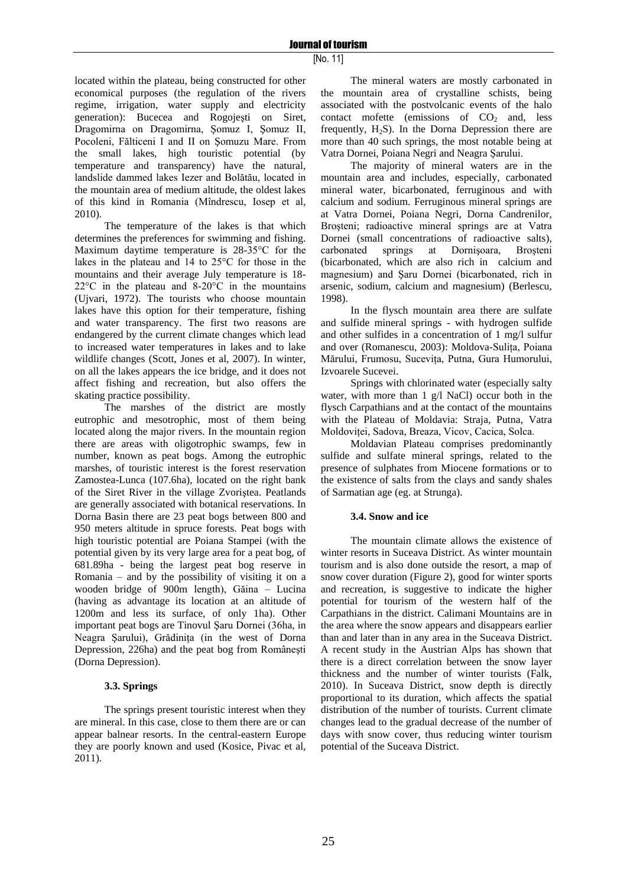located within the plateau, being constructed for other economical purposes (the regulation of the rivers regime, irrigation, water supply and electricity generation): Bucecea and Rogojești on Siret, Dragomirna on Dragomirna, Șomuz I, Șomuz II, Pocoleni, Fălticeni I and II on Șomuzu Mare. From the small lakes, high touristic potential (by temperature and transparency) have the natural, landslide dammed lakes Iezer and Bolătău, located in the mountain area of medium altitude, the oldest lakes of this kind in Romania (Mîndrescu, Iosep et al, 2010).

The temperature of the lakes is that which determines the preferences for swimming and fishing. Maximum daytime temperature is 28-35°C for the lakes in the plateau and 14 to 25°C for those in the mountains and their average July temperature is 18-22°C in the plateau and 8-20°C in the mountains (Ujvari, 1972). The tourists who choose mountain lakes have this option for their temperature, fishing and water transparency. The first two reasons are endangered by the current climate changes which lead to increased water temperatures in lakes and to lake wildlife changes (Scott, Jones et al, 2007). In winter, on all the lakes appears the ice bridge, and it does not affect fishing and recreation, but also offers the skating practice possibility.

The marshes of the district are mostly eutrophic and mesotrophic, most of them being located along the major rivers. In the mountain region there are areas with oligotrophic swamps, few in number, known as peat bogs. Among the eutrophic marshes, of touristic interest is the forest reservation Zamostea-Lunca (107.6ha), located on the right bank of the Siret River in the village Zvoriștea. Peatlands are generally associated with botanical reservations. In Dorna Basin there are 23 peat bogs between 800 and 950 meters altitude in spruce forests. Peat bogs with high touristic potential are Poiana Stampei (with the potential given by its very large area for a peat bog, of 681.89ha - being the largest peat bog reserve in Romania – and by the possibility of visiting it on a wooden bridge of 900m length), Găina – Lucina (having as advantage its location at an altitude of 1200m and less its surface, of only 1ha). Other important peat bogs are Tinovul Șaru Dornei (36ha, in Neagra Șarului), Grădinița (in the west of Dorna Depression, 226ha) and the peat bog from Româneşti (Dorna Depression).

### 3.3. Springs

The springs present touristic interest when they are mineral. In this case, close to them there are or can appear balnear resorts. In the central-eastern Europe they are poorly known and used (Kosice, Pivac et al, 2011).

The mineral waters are mostly carbonated in the mountain area of crystalline schists, being associated with the postvolcanic events of the halo contact mofette (emissions of $CO_2$ and, less frequently, $H_2S$). In the Dorna Depression there are more than 40 such springs, the most notable being at Vatra Dornei, Poiana Negri and Neagra Şarului.

The majority of mineral waters are in the mountain area and includes, especially, carbonated mineral water, bicarbonated, ferruginous and with calcium and sodium. Ferruginous mineral springs are at Vatra Dornei, Poiana Negri, Dorna Candrenilor, Broşteni; radioactive mineral springs are at Vatra Dornei (small concentrations of radioactive salts), carbonated springs at Dornişoara, Broşteni (bicarbonated, which are also rich in calcium and magnesium) and Şaru Dornei (bicarbonated, rich in arsenic, sodium, calcium and magnesium) (Berlescu, 1998).

In the flysch mountain area there are sulfate and sulfide mineral springs - with hydrogen sulfide and other sulfides in a concentration of 1 mg/l sulfur and over (Romanescu, 2003): Moldova-Sulița, Poiana Mărului, Frumosu, Sucevița, Putna, Gura Humorului, Izvoarele Sucevei.

Springs with chlorinated water (especially salty water, with more than 1 g/l NaCl) occur both in the flysch Carpathians and at the contact of the mountains with the Plateau of Moldavia: Straja, Putna, Vatra Moldoviței, Sadova, Breaza, Vicov, Cacica, Solca.

Moldavian Plateau comprises predominantly sulfide and sulfate mineral springs, related to the presence of sulphates from Miocene formations or to the existence of salts from the clays and sandy shales of Sarmatian age (eg. at Strunga).

### 3.4. Snow and ice

The mountain climate allows the existence of winter resorts in Suceava District. As winter mountain tourism and is also done outside the resort, a map of snow cover duration (Figure 2), good for winter sports and recreation, is suggestive to indicate the higher potential for tourism of the western half of the Carpathians in the district. Calimani Mountains are in the area where the snow appears and disappears earlier than and later than in any area in the Suceava District. A recent study in the Austrian Alps has shown that there is a direct correlation between the snow layer thickness and the number of winter tourists (Falk, 2010). In Suceava District, snow depth is directly proportional to its duration, which affects the spatial distribution of the number of tourists. Current climate changes lead to the gradual decrease of the number of days with snow cover, thus reducing winter tourism potential of the Suceava District.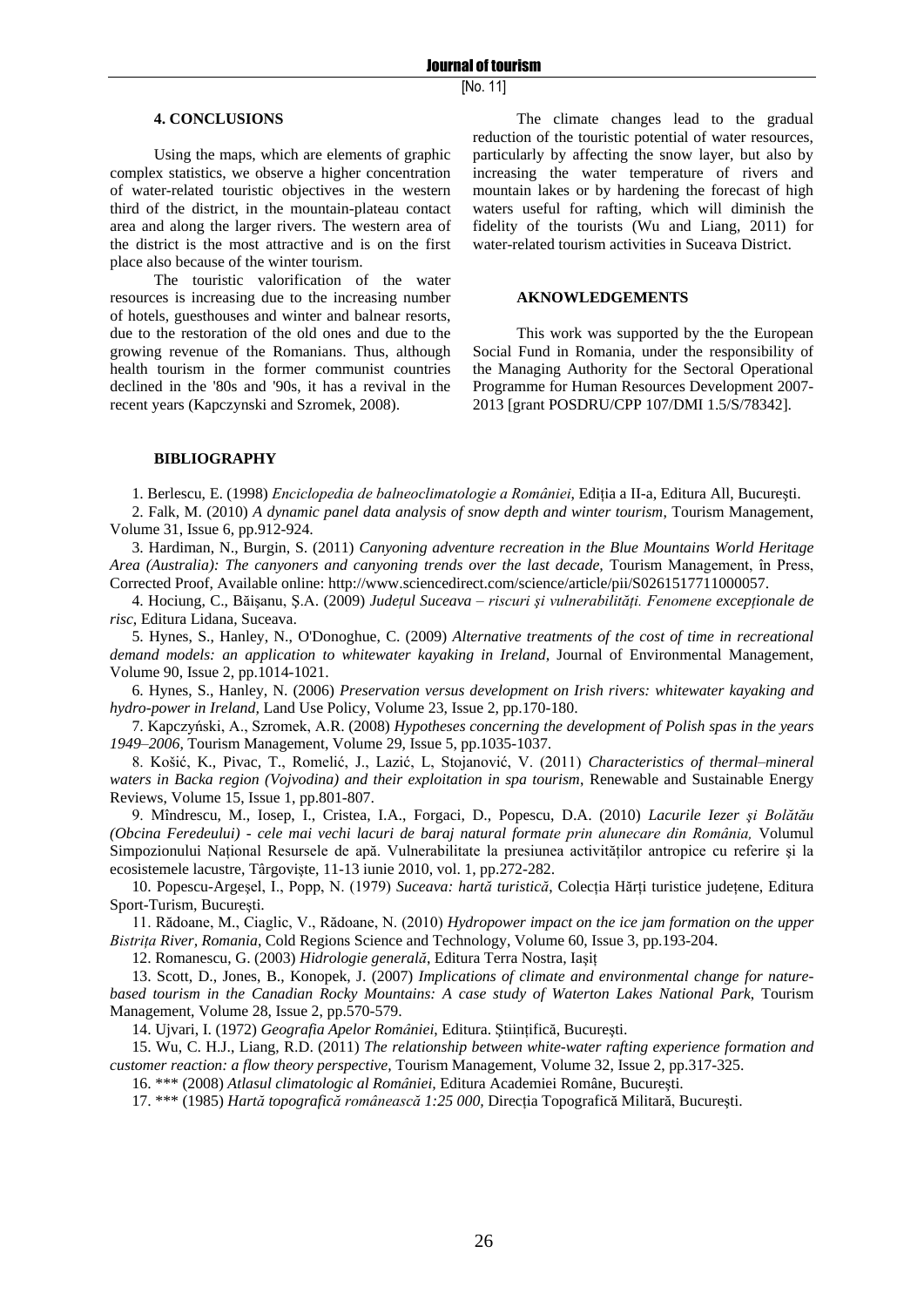## 4. CONCLUSIONS

Using the maps, which are elements of graphic complex statistics, we observe a higher concentration of water-related touristic objectives in the western third of the district, in the mountain-plateau contact area and along the larger rivers. The western area of the district is the most attractive and is on the first place also because of the winter tourism.

The touristic valorification of the water resources is increasing due to the increasing number of hotels, guesthouses and winter and balnear resorts, due to the restoration of the old ones and due to the growing revenue of the Romanians. Thus, although health tourism in the former communist countries declined in the '80s and '90s, it has a revival in the recent years (Kapczynski and Szromek, 2008).

The climate changes lead to the gradual reduction of the touristic potential of water resources, particularly by affecting the snow layer, but also by increasing the water temperature of rivers and mountain lakes or by hardening the forecast of high waters useful for rafting, which will diminish the fidelity of the tourists (Wu and Liang, 2011) for water-related tourism activities in Suceava District.

## AKNOWLEDGEMENTS

This work was supported by the the European Social Fund in Romania, under the responsibility of the Managing Authority for the Sectoral Operational Programme for Human Resources Development 2007-2013 [grant POSDRU/CPP 107/DMI 1.5/S/78342].

## BIBLIOGRAPHY

1. Berlescu, E. (1998) *Enciclopedia de balneoclimatologie a României*, Ediția a II-a, Editura All, București.
2. Falk, M. (2010) *A dynamic panel data analysis of snow depth and winter tourism*, Tourism Management, Volume 31, Issue 6, pp.912-924.
3. Hardiman, N., Burgin, S. (2011) *Canyoning adventure recreation in the Blue Mountains World Heritage Area (Australia): The canyoners and canyoning trends over the last decade,* Tourism Management, în Press, Corrected Proof, Available online: http://www.sciencedirect.com/science/article/pii/S0261517711000057.
4. Hociung, C., Băișanu, Ș.A. (2009) *Județul Suceava – riscuri și vulnerabilități. Fenomene excepționale de risc*, Editura Lidana, Suceava.
5. Hynes, S., Hanley, N., O'Donoghue, C. (2009) *Alternative treatments of the cost of time in recreational demand models: an application to whitewater kayaking in Ireland*, Journal of Environmental Management, Volume 90, Issue 2, pp.1014-1021.
6. Hynes, S., Hanley, N. (2006) *Preservation versus development on Irish rivers: whitewater kayaking and hydro-power in Ireland*, Land Use Policy, Volume 23, Issue 2, pp.170-180.
7. Kapczyński, A., Szromek, A.R. (2008) *Hypotheses concerning the development of Polish spas in the years 1949–2006*, Tourism Management, Volume 29, Issue 5, pp.1035-1037.
8. Košić, K., Pivac, T., Romelić, J., Lazić, L, Stojanović, V. (2011) *Characteristics of thermal–mineral waters in Backa region (Vojvodina) and their exploitation in spa tourism*, Renewable and Sustainable Energy Reviews, Volume 15, Issue 1, pp.801-807.
9. Mîndrescu, M., Iosep, I., Cristea, I.A., Forgaci, D., Popescu, D.A. (2010) *Lacurile Iezer şi Bolătău (Obcina Feredeului) - cele mai vechi lacuri de baraj natural formate prin alunecare din România,* Volumul Simpozionului Național Resursele de apă. Vulnerabilitate la presiunea activităților antropice cu referire şi la ecosistemele lacustre, Târgovişte, 11-13 iunie 2010, vol. 1, pp.272-282.
10. Popescu-Argeşel, I., Popp, N. (1979) *Suceava: hartă turistică*, Colecția Hărți turistice județene, Editura Sport-Turism, Bucureşti.
11. Rădoane, M., Ciaglic, V., Rădoane, N. (2010) *Hydropower impact on the ice jam formation on the upper Bistrița River, Romania*, Cold Regions Science and Technology, Volume 60, Issue 3, pp.193-204.
12. Romanescu, G. (2003) *Hidrologie generală*, Editura Terra Nostra, Iași.
13. Scott, D., Jones, B., Konopek, J. (2007) *Implications of climate and environmental change for nature-based tourism in the Canadian Rocky Mountains: A case study of Waterton Lakes National Park*, Tourism Management, Volume 28, Issue 2, pp.570-579.
14. Ujvari, I. (1972) *Geografia Apelor României*, Editura. Științifică, București.
15. Wu, C. H.J., Liang, R.D. (2011) *The relationship between white-water rafting experience formation and customer reaction: a flow theory perspective*, Tourism Management, Volume 32, Issue 2, pp.317-325.
16. *** (2008) *Atlasul climatologic al României*, Editura Academiei Române, București.
17. *** (1985) *Hartă topografică românească 1:25 000*, Direcția Topografică Militară, București.